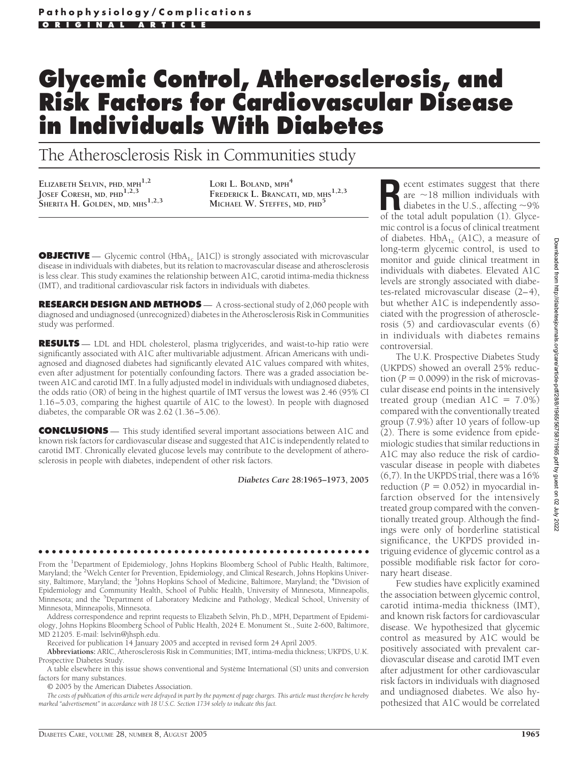Pathophysiology/Complications

ORIGINAL ARTICLE

# Glycemic Control, Atherosclerosis, and Risk Factors for Cardiovascular Disease in Individuals With Diabetes

## The Atherosclerosis Risk in Communities study

ELIZABETH SELVIN, PHD, MPH[1,2]
JOSEF CORESH, MD, PHD[1,2,3]
SHERITA H. GOLDEN, MD, MHS[1,2,3]
LORI L. BOLAND, MPH[4]
FREDERICK L. BRANCATI, MD, MHS[1,2,3]
MICHAEL W. STEFFES, MD, PHD[5]

**OBJECTIVE** — Glycemic control ($HbA_{1c}$ [A1C]) is strongly associated with microvascular disease in individuals with diabetes, but its relation to macrovascular disease and atherosclerosis is less clear. This study examines the relationship between A1C, carotid intima-media thickness (IMT), and traditional cardiovascular risk factors in individuals with diabetes.

**RESEARCH DESIGN AND METHODS** — A cross-sectional study of 2,060 people with diagnosed and undiagnosed (unrecognized) diabetes in the Atherosclerosis Risk in Communities study was performed.

**RESULTS** — LDL and HDL cholesterol, plasma triglycerides, and waist-to-hip ratio were significantly associated with A1C after multivariable adjustment. African Americans with undiagnosed and diagnosed diabetes had significantly elevated A1C values compared with whites, even after adjustment for potentially confounding factors. There was a graded association between A1C and carotid IMT. In a fully adjusted model in individuals with undiagnosed diabetes, the odds ratio (OR) of being in the highest quartile of IMT versus the lowest was 2.46 (95% CI 1.16–5.03, comparing the highest quartile of A1C to the lowest). In people with diagnosed diabetes, the comparable OR was 2.62 (1.36–5.06).

**CONCLUSIONS** — This study identified several important associations between A1C and known risk factors for cardiovascular disease and suggested that A1C is independently related to carotid IMT. Chronically elevated glucose levels may contribute to the development of atherosclerosis in people with diabetes, independent of other risk factors.

*Diabetes Care* **28:**1965–1973, 2005

From the [1]Department of Epidemiology, Johns Hopkins Bloomberg School of Public Health, Baltimore, Maryland; the [2]Welch Center for Prevention, Epidemiology, and Clinical Research, Johns Hopkins University, Baltimore, Maryland; the [3]Johns Hopkins School of Medicine, Baltimore, Maryland; the [4]Division of Epidemiology and Community Health, School of Public Health, University of Minnesota, Minneapolis, Minnesota; and the [5]Department of Laboratory Medicine and Pathology, Medical School, University of Minnesota, Minneapolis, Minnesota.

Address correspondence and reprint requests to Elizabeth Selvin, Ph.D., MPH, Department of Epidemiology, Johns Hopkins Bloomberg School of Public Health, 2024 E. Monument St., Suite 2-600, Baltimore, MD 21205. E-mail: lselvin@jhsph.edu.

Received for publication 14 January 2005 and accepted in revised form 24 April 2005.

**Abbreviations:** ARIC, Atherosclerosis Risk in Communities; IMT, intima-media thickness; UKPDS, U.K. Prospective Diabetes Study.

A table elsewhere in this issue shows conventional and Système International (SI) units and conversion factors for many substances.

© 2005 by the American Diabetes Association.

*The costs of publication of this article were defrayed in part by the payment of page charges. This article must therefore be hereby marked "advertisement" in accordance with 18 U.S.C. Section 1734 solely to indicate this fact.*

Recent estimates suggest that there are ~18 million individuals with diabetes in the U.S., affecting ~9% of the total adult population (1). Glycemic control is a focus of clinical treatment of diabetes. $HbA_{1c}$ (A1C), a measure of long-term glycemic control, is used to monitor and guide clinical treatment in individuals with diabetes. Elevated A1C levels are strongly associated with diabetes-related microvascular disease (2–4), but whether A1C is independently associated with the progression of atherosclerosis (5) and cardiovascular events (6) in individuals with diabetes remains controversial.

The U.K. Prospective Diabetes Study (UKPDS) showed an overall 25% reduction ($P = 0.0099$) in the risk of microvascular disease end points in the intensively treated group (median A1C = 7.0%) compared with the conventionally treated group (7.9%) after 10 years of follow-up (2). There is some evidence from epidemiologic studies that similar reductions in A1C may also reduce the risk of cardiovascular disease in people with diabetes (6,7). In the UKPDS trial, there was a 16% reduction ($P = 0.052$) in myocardial infarction observed for the intensively treated group compared with the conventionally treated group. Although the findings were only of borderline statistical significance, the UKPDS provided intriguing evidence of glycemic control as a possible modifiable risk factor for coronary heart disease.

Few studies have explicitly examined the association between glycemic control, carotid intima-media thickness (IMT), and known risk factors for cardiovascular disease. We hypothesized that glycemic control as measured by A1C would be positively associated with prevalent cardiovascular disease and carotid IMT even after adjustment for other cardiovascular risk factors in individuals with diagnosed and undiagnosed diabetes. We also hypothesized that A1C would be correlated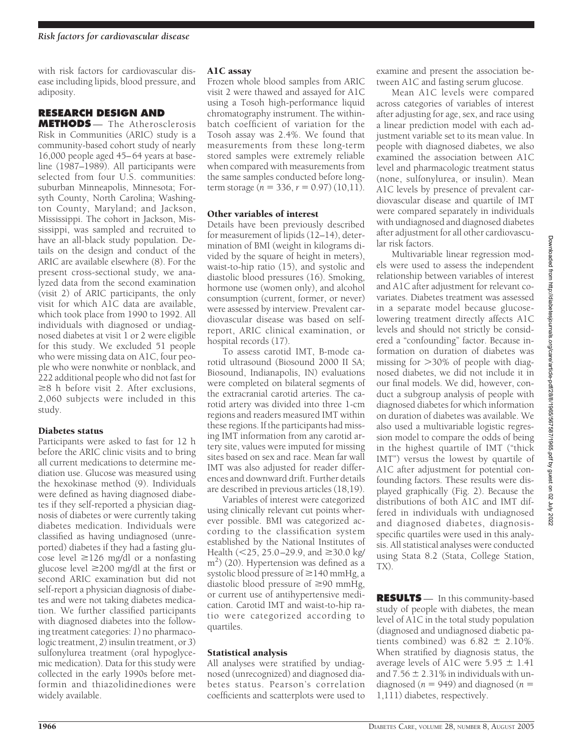with risk factors for cardiovascular disease including lipids, blood pressure, and adiposity.

## RESEARCH DESIGN AND METHODS

The Atherosclerosis Risk in Communities (ARIC) study is a community-based cohort study of nearly 16,000 people aged 45–64 years at baseline (1987–1989). All participants were selected from four U.S. communities: suburban Minneapolis, Minnesota; Forsyth County, North Carolina; Washington County, Maryland; and Jackson, Mississippi. The cohort in Jackson, Mississippi, was sampled and recruited to have an all-black study population. Details on the design and conduct of the ARIC are available elsewhere (8). For the present cross-sectional study, we analyzed data from the second examination (visit 2) of ARIC participants, the only visit for which A1C data are available, which took place from 1990 to 1992. All individuals with diagnosed or undiagnosed diabetes at visit 1 or 2 were eligible for this study. We excluded 51 people who were missing data on A1C, four people who were nonwhite or nonblack, and 222 additional people who did not fast for ≥8 h before visit 2. After exclusions, 2,060 subjects were included in this study.

### Diabetes status

Participants were asked to fast for 12 h before the ARIC clinic visits and to bring all current medications to determine mediation use. Glucose was measured using the hexokinase method (9). Individuals were defined as having diagnosed diabetes if they self-reported a physician diagnosis of diabetes or were currently taking diabetes medication. Individuals were classified as having undiagnosed (unreported) diabetes if they had a fasting glucose level ≥126 mg/dl or a nonfasting glucose level ≥200 mg/dl at the first or second ARIC examination but did not self-report a physician diagnosis of diabetes and were not taking diabetes medication. We further classified participants with diagnosed diabetes into the following treatment categories: *1*) no pharmacologic treatment, *2*) insulin treatment, or *3*) sulfonylurea treatment (oral hypoglycemic medication). Data for this study were collected in the early 1990s before metformin and thiazolidinediones were widely available.

### A1C assay

Frozen whole blood samples from ARIC visit 2 were thawed and assayed for A1C using a Tosoh high-performance liquid chromatography instrument. The within-batch coefficient of variation for the Tosoh assay was 2.4%. We found that measurements from these long-term stored samples were extremely reliable when compared with measurements from the same samples conducted before long-term storage ($n = 336$, $r = 0.97$) (10,11).

### Other variables of interest

Details have been previously described for measurement of lipids (12–14), determination of BMI (weight in kilograms divided by the square of height in meters), waist-to-hip ratio (15), and systolic and diastolic blood pressures (16). Smoking, hormone use (women only), and alcohol consumption (current, former, or never) were assessed by interview. Prevalent cardiovascular disease was based on self-report, ARIC clinical examination, or hospital records (17).

To assess carotid IMT, B-mode carotid ultrasound (Biosound 2000 II SA; Biosound, Indianapolis, IN) evaluations were completed on bilateral segments of the extracranial carotid arteries. The carotid artery was divided into three 1-cm regions and readers measured IMT within these regions. If the participants had missing IMT information from any carotid artery site, values were imputed for missing sites based on sex and race. Mean far wall IMT was also adjusted for reader differences and downward drift. Further details are described in previous articles (18,19).

Variables of interest were categorized using clinically relevant cut points wherever possible. BMI was categorized according to the classification system established by the National Institutes of Health (<25, 25.0–29.9, and ≥30.0 kg/m$^2$) (20). Hypertension was defined as a systolic blood pressure of ≥140 mmHg, a diastolic blood pressure of ≥90 mmHg, or current use of antihypertensive medication. Carotid IMT and waist-to-hip ratio were categorized according to quartiles.

### Statistical analysis

All analyses were stratified by undiagnosed (unrecognized) and diagnosed diabetes status. Pearson's correlation coefficients and scatterplots were used to examine and present the association between A1C and fasting serum glucose.

Mean A1C levels were compared across categories of variables of interest after adjusting for age, sex, and race using a linear prediction model with each adjustment variable set to its mean value. In people with diagnosed diabetes, we also examined the association between A1C level and pharmacologic treatment status (none, sulfonylurea, or insulin). Mean A1C levels by presence of prevalent cardiovascular disease and quartile of IMT were compared separately in individuals with undiagnosed and diagnosed diabetes after adjustment for all other cardiovascular risk factors.

Multivariable linear regression models were used to assess the independent relationship between variables of interest and A1C after adjustment for relevant covariates. Diabetes treatment was assessed in a separate model because glucose-lowering treatment directly affects A1C levels and should not strictly be considered a "confounding" factor. Because information on duration of diabetes was missing for >30% of people with diagnosed diabetes, we did not include it in our final models. We did, however, conduct a subgroup analysis of people with diagnosed diabetes for which information on duration of diabetes was available. We also used a multivariable logistic regression model to compare the odds of being in the highest quartile of IMT ("thick IMT") versus the lowest by quartile of A1C after adjustment for potential confounding factors. These results were displayed graphically (Fig. 2). Because the distributions of both A1C and IMT differed in individuals with undiagnosed and diagnosed diabetes, diagnosis-specific quartiles were used in this analysis. All statistical analyses were conducted using Stata 8.2 (Stata, College Station, TX).

## RESULTS

In this community-based study of people with diabetes, the mean level of A1C in the total study population (diagnosed and undiagnosed diabetic patients combined) was 6.82 ± 2.10%. When stratified by diagnosis status, the average levels of A1C were 5.95 ± 1.41 and 7.56 ± 2.31% in individuals with undiagnosed ($n = 949$) and diagnosed ($n = 1,111$) diabetes, respectively.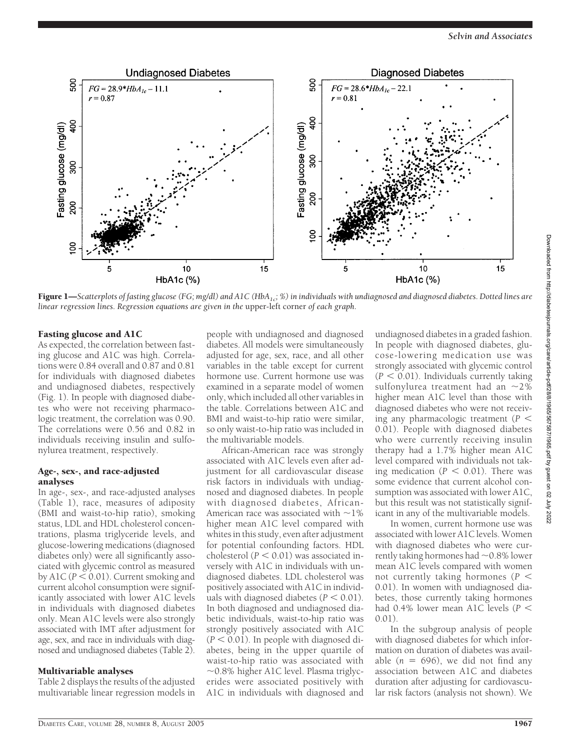**Figure 1**—*Scatterplots of fasting glucose (FG; mg/dl) and A1C ($HbA_{1c}$; %) in individuals with undiagnosed and diagnosed diabetes. Dotted lines are linear regression lines. Regression equations are given in the* upper-left corner *of each graph.*

### Fasting glucose and A1C

As expected, the correlation between fasting glucose and A1C was high. Correlations were 0.84 overall and 0.87 and 0.81 for individuals with diagnosed diabetes and undiagnosed diabetes, respectively (Fig. 1). In people with diagnosed diabetes who were not receiving pharmacologic treatment, the correlation was 0.90. The correlations were 0.56 and 0.82 in individuals receiving insulin and sulfonylurea treatment, respectively.

### Age-, sex-, and race-adjusted analyses

In age-, sex-, and race-adjusted analyses (Table 1), race, measures of adiposity (BMI and waist-to-hip ratio), smoking status, LDL and HDL cholesterol concentrations, plasma triglyceride levels, and glucose-lowering medications (diagnosed diabetes only) were all significantly associated with glycemic control as measured by A1C ($P < 0.01$). Current smoking and current alcohol consumption were significantly associated with lower A1C levels in individuals with diagnosed diabetes only. Mean A1C levels were also strongly associated with IMT after adjustment for age, sex, and race in individuals with diagnosed and undiagnosed diabetes (Table 2).

### Multivariable analyses

Table 2 displays the results of the adjusted multivariable linear regression models in people with undiagnosed and diagnosed diabetes. All models were simultaneously adjusted for age, sex, race, and all other variables in the table except for current hormone use. Current hormone use was examined in a separate model of women only, which included all other variables in the table. Correlations between A1C and BMI and waist-to-hip ratio were similar, so only waist-to-hip ratio was included in the multivariable models.

African-American race was strongly associated with A1C levels even after adjustment for all cardiovascular disease risk factors in individuals with undiagnosed and diagnosed diabetes. In people with diagnosed diabetes, African-American race was associated with ~1% higher mean A1C level compared with whites in this study, even after adjustment for potential confounding factors. HDL cholesterol ($P < 0.01$) was associated inversely with A1C in individuals with undiagnosed diabetes. LDL cholesterol was positively associated with A1C in individuals with diagnosed diabetes ($P < 0.01$). In both diagnosed and undiagnosed diabetic individuals, waist-to-hip ratio was strongly positively associated with A1C ($P < 0.01$). In people with diagnosed diabetes, being in the upper quartile of waist-to-hip ratio was associated with ~0.8% higher A1C level. Plasma triglycerides were associated positively with A1C in individuals with diagnosed and undiagnosed diabetes in a graded fashion. In people with diagnosed diabetes, glucose-lowering medication use was strongly associated with glycemic control ($P < 0.01$). Individuals currently taking sulfonylurea treatment had an ~2% higher mean A1C level than those with diagnosed diabetes who were not receiving any pharmacologic treatment ($P < 0.01$). People with diagnosed diabetes who were currently receiving insulin therapy had a 1.7% higher mean A1C level compared with individuals not taking medication ($P < 0.01$). There was some evidence that current alcohol consumption was associated with lower A1C, but this result was not statistically significant in any of the multivariable models.

In women, current hormone use was associated with lower A1C levels. Women with diagnosed diabetes who were currently taking hormones had ~0.8% lower mean A1C levels compared with women not currently taking hormones ($P < 0.01$). In women with undiagnosed diabetes, those currently taking hormones had 0.4% lower mean A1C levels ($P < 0.01$).

In the subgroup analysis of people with diagnosed diabetes for which information on duration of diabetes was available ($n = 696$), we did not find any association between A1C and diabetes duration after adjusting for cardiovascular risk factors (analysis not shown). We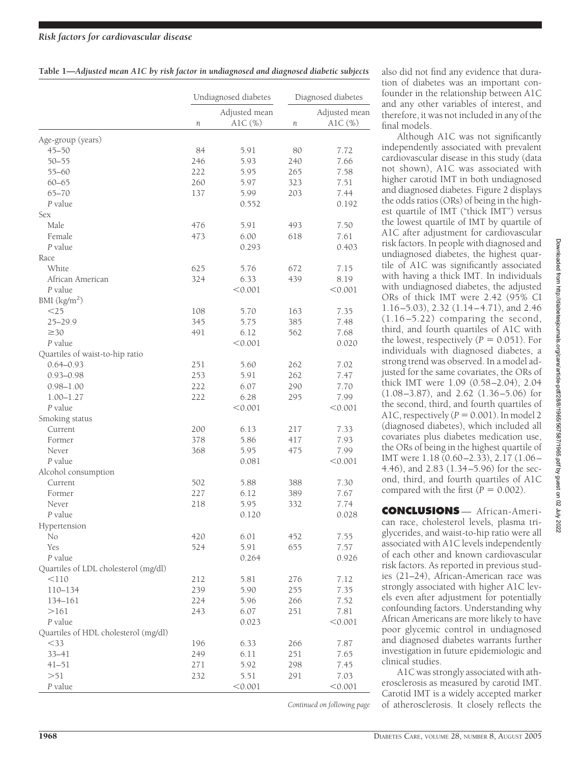**Table 1—*Adjusted mean A1C by risk factor in undiagnosed and diagnosed diabetic subjects***

| | Undiagnosed diabetes | | Diagnosed diabetes | |
|---|---|---|---|---|
| | *n* | Adjusted mean A1C (%) | *n* | Adjusted mean A1C (%) |
| Age-group (years) | | | | |
| 45–50 | 84 | 5.91 | 80 | 7.72 |
| 50–55 | 246 | 5.93 | 240 | 7.66 |
| 55–60 | 222 | 5.95 | 265 | 7.58 |
| 60–65 | 260 | 5.97 | 323 | 7.51 |
| 65–70 | 137 | 5.99 | 203 | 7.44 |
| *P* value | | 0.552 | | 0.192 |
| Sex | | | | |
| Male | 476 | 5.91 | 493 | 7.50 |
| Female | 473 | 6.00 | 618 | 7.61 |
| *P* value | | 0.293 | | 0.403 |
| Race | | | | |
| White | 625 | 5.76 | 672 | 7.15 |
| African American | 324 | 6.33 | 439 | 8.19 |
| *P* value | | <0.001 | | <0.001 |
| BMI (kg/m$^2$) | | | | |
| <25 | 108 | 5.70 | 163 | 7.35 |
| 25–29.9 | 345 | 5.75 | 385 | 7.48 |
| ≥30 | 491 | 6.12 | 562 | 7.68 |
| *P* value | | <0.001 | | 0.020 |
| Quartiles of waist-to-hip ratio | | | | |
| 0.64–0.93 | 251 | 5.60 | 262 | 7.02 |
| 0.93–0.98 | 253 | 5.91 | 262 | 7.47 |
| 0.98–1.00 | 222 | 6.07 | 290 | 7.70 |
| 1.00–1.27 | 222 | 6.28 | 295 | 7.99 |
| *P* value | | <0.001 | | <0.001 |
| Smoking status | | | | |
| Current | 200 | 6.13 | 217 | 7.33 |
| Former | 378 | 5.86 | 417 | 7.93 |
| Never | 368 | 5.95 | 475 | 7.99 |
| *P* value | | 0.081 | | <0.001 |
| Alcohol consumption | | | | |
| Current | 502 | 5.88 | 388 | 7.30 |
| Former | 227 | 6.12 | 389 | 7.67 |
| Never | 218 | 5.95 | 332 | 7.74 |
| *P* value | | 0.120 | | 0.028 |
| Hypertension | | | | |
| No | 420 | 6.01 | 452 | 7.55 |
| Yes | 524 | 5.91 | 655 | 7.57 |
| *P* value | | 0.264 | | 0.926 |
| Quartiles of LDL cholesterol (mg/dl) | | | | |
| <110 | 212 | 5.81 | 276 | 7.12 |
| 110–134 | 239 | 5.90 | 255 | 7.35 |
| 134–161 | 224 | 5.96 | 266 | 7.52 |
| >161 | 243 | 6.07 | 251 | 7.81 |
| *P* value | | 0.023 | | <0.001 |
| Quartiles of HDL cholesterol (mg/dl) | | | | |
| <33 | 196 | 6.33 | 266 | 7.87 |
| 33–41 | 249 | 6.11 | 251 | 7.65 |
| 41–51 | 271 | 5.92 | 298 | 7.45 |
| >51 | 232 | 5.51 | 291 | 7.03 |
| *P* value | | <0.001 | | <0.001 |

*Continued on following page*

also did not find any evidence that duration of diabetes was an important confounder in the relationship between A1C and any other variables of interest, and therefore, it was not included in any of the final models.

Although A1C was not significantly independently associated with prevalent cardiovascular disease in this study (data not shown), A1C was associated with higher carotid IMT in both undiagnosed and diagnosed diabetes. Figure 2 displays the odds ratios (ORs) of being in the highest quartile of IMT ("thick IMT") versus the lowest quartile of IMT by quartile of A1C after adjustment for cardiovascular risk factors. In people with diagnosed and undiagnosed diabetes, the highest quartile of A1C was significantly associated with having a thick IMT. In individuals with undiagnosed diabetes, the adjusted ORs of thick IMT were 2.42 (95% CI 1.16–5.03), 2.32 (1.14–4.71), and 2.46 (1.16–5.22) comparing the second, third, and fourth quartiles of A1C with the lowest, respectively ($P = 0.051$). For individuals with diagnosed diabetes, a strong trend was observed. In a model adjusted for the same covariates, the ORs of thick IMT were 1.09 (0.58–2.04), 2.04 (1.08–3.87), and 2.62 (1.36–5.06) for the second, third, and fourth quartiles of A1C, respectively ($P = 0.001$). In model 2 (diagnosed diabetes), which included all covariates plus diabetes medication use, the ORs of being in the highest quartile of IMT were 1.18 (0.60–2.33), 2.17 (1.06–4.46), and 2.83 (1.34–5.96) for the second, third, and fourth quartiles of A1C compared with the first ($P = 0.002$).

## CONCLUSIONS

African-American race, cholesterol levels, plasma triglycerides, and waist-to-hip ratio were all associated with A1C levels independently of each other and known cardiovascular risk factors. As reported in previous studies (21–24), African-American race was strongly associated with higher A1C levels even after adjustment for potentially confounding factors. Understanding why African Americans are more likely to have poor glycemic control in undiagnosed and diagnosed diabetes warrants further investigation in future epidemiologic and clinical studies.

A1C was strongly associated with atherosclerosis as measured by carotid IMT. Carotid IMT is a widely accepted marker of atherosclerosis. It closely reflects the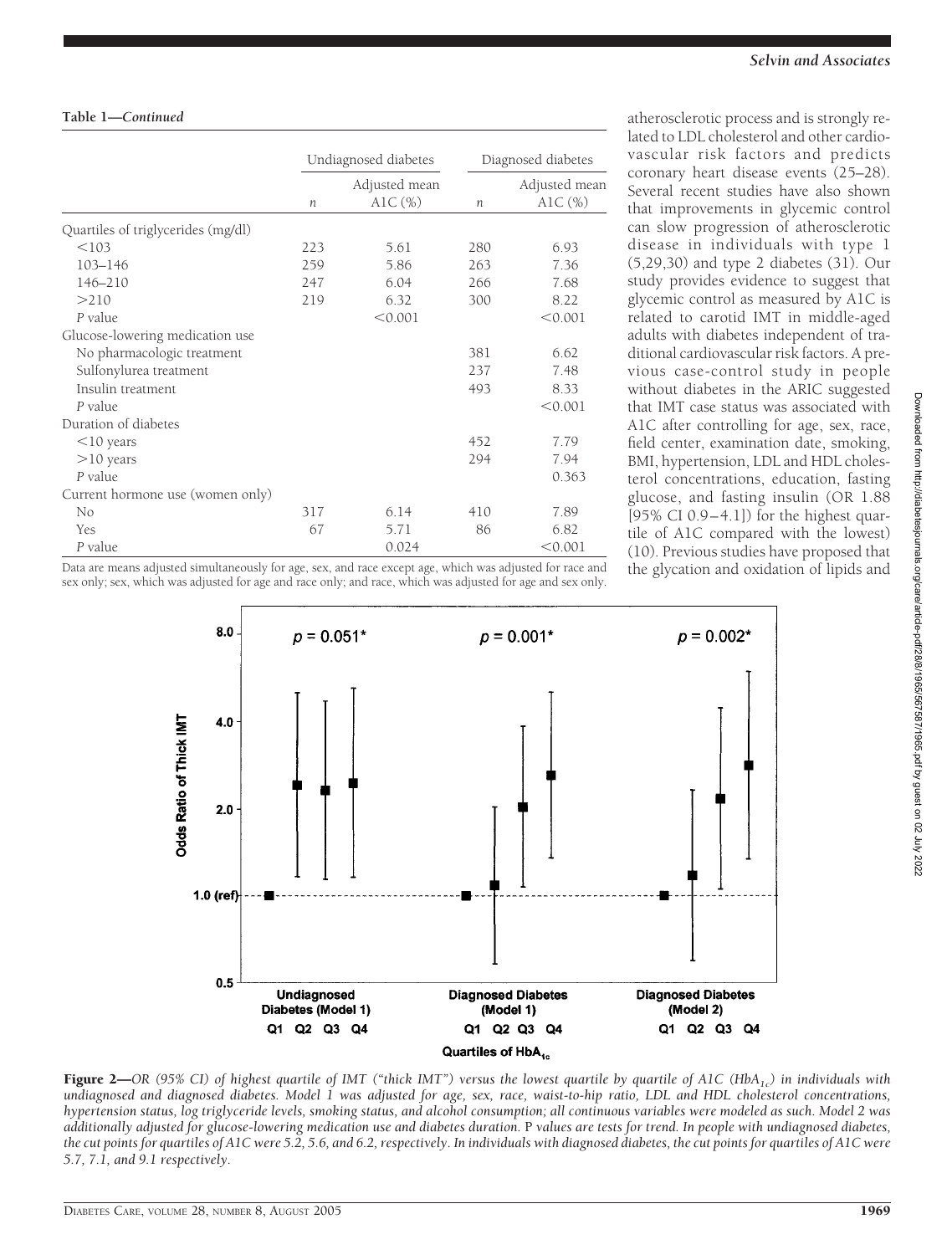**Table 1—Continued**

| | Undiagnosed diabetes | | Diagnosed diabetes | |
|---|---|---|---|---|
| | $n$ | Adjusted mean A1C (%) | $n$ | Adjusted mean A1C (%) |
| Quartiles of triglycerides (mg/dl) | | | | |
| <103 | 223 | 5.61 | 280 | 6.93 |
| 103–146 | 259 | 5.86 | 263 | 7.36 |
| 146–210 | 247 | 6.04 | 266 | 7.68 |
| >210 | 219 | 6.32 | 300 | 8.22 |
| *P* value | | <0.001 | | <0.001 |
| Glucose-lowering medication use | | | | |
| No pharmacologic treatment | | | 381 | 6.62 |
| Sulfonylurea treatment | | | 237 | 7.48 |
| Insulin treatment | | | 493 | 8.33 |
| *P* value | | | | <0.001 |
| Duration of diabetes | | | | |
| <10 years | | | 452 | 7.79 |
| >10 years | | | 294 | 7.94 |
| *P* value | | | | 0.363 |
| Current hormone use (women only) | | | | |
| No | 317 | 6.14 | 410 | 7.89 |
| Yes | 67 | 5.71 | 86 | 6.82 |
| *P* value | | 0.024 | | <0.001 |

Data are means adjusted simultaneously for age, sex, and race except age, which was adjusted for race and sex only; sex, which was adjusted for age and race only; and race, which was adjusted for age and sex only.

atherosclerotic process and is strongly related to LDL cholesterol and other cardiovascular risk factors and predicts coronary heart disease events (25–28). Several recent studies have also shown that improvements in glycemic control can slow progression of atherosclerotic disease in individuals with type 1 (5,29,30) and type 2 diabetes (31). Our study provides evidence to suggest that glycemic control as measured by A1C is related to carotid IMT in middle-aged adults with diabetes independent of traditional cardiovascular risk factors. A previous case-control study in people without diabetes in the ARIC suggested that IMT case status was associated with A1C after controlling for age, sex, race, field center, examination date, smoking, BMI, hypertension, LDL and HDL cholesterol concentrations, education, fasting glucose, and fasting insulin (OR 1.88 [95% CI 0.9–4.1]) for the highest quartile of A1C compared with the lowest) (10). Previous studies have proposed that the glycation and oxidation of lipids and

**Figure 2**—*OR (95% CI) of highest quartile of IMT ("thick IMT") versus the lowest quartile by quartile of A1C ($HbA_{1c}$) in individuals with undiagnosed and diagnosed diabetes. Model 1 was adjusted for age, sex, race, waist-to-hip ratio, LDL and HDL cholesterol concentrations, hypertension status, log triglyceride levels, smoking status, and alcohol consumption; all continuous variables were modeled as such. Model 2 was additionally adjusted for glucose-lowering medication use and diabetes duration.* P *values are tests for trend. In people with undiagnosed diabetes, the cut points for quartiles of A1C were 5.2, 5.6, and 6.2, respectively. In individuals with diagnosed diabetes, the cut points for quartiles of A1C were 5.7, 7.1, and 9.1 respectively.*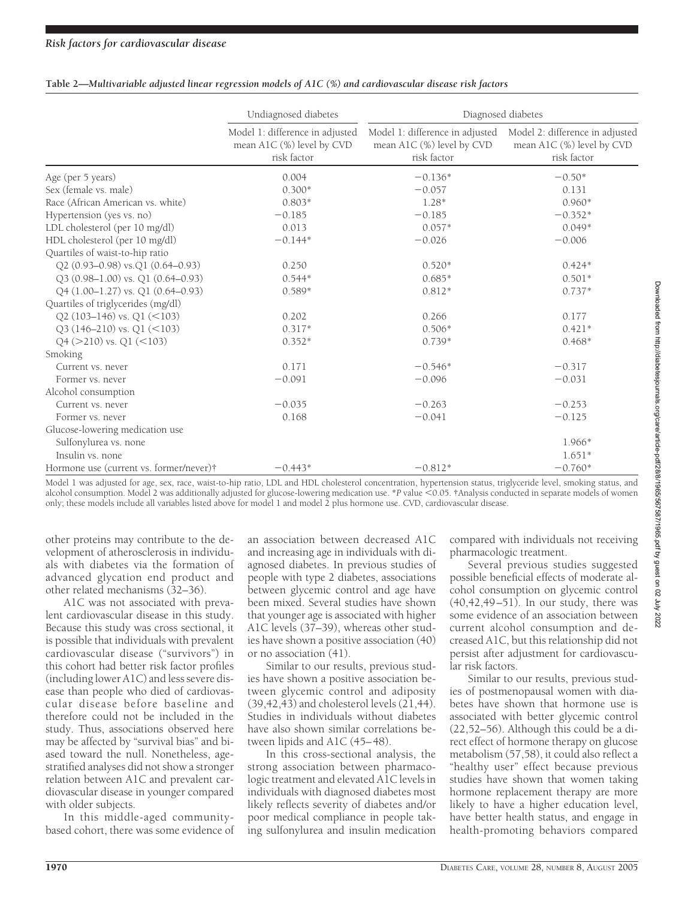**Table 2—Multivariable adjusted linear regression models of A1C (%) and cardiovascular disease risk factors**

| | Undiagnosed diabetes | Diagnosed diabetes | |
|---|---|---|---|
| | Model 1: difference in adjusted mean A1C (%) level by CVD risk factor | Model 1: difference in adjusted mean A1C (%) level by CVD risk factor | Model 2: difference in adjusted mean A1C (%) level by CVD risk factor |
| Age (per 5 years) | 0.004 | −0.136* | −0.50* |
| Sex (female vs. male) | 0.300* | −0.057 | 0.131 |
| Race (African American vs. white) | 0.803* | 1.28* | 0.960* |
| Hypertension (yes vs. no) | −0.185 | −0.185 | −0.352* |
| LDL cholesterol (per 10 mg/dl) | 0.013 | 0.057* | 0.049* |
| HDL cholesterol (per 10 mg/dl) | −0.144* | −0.026 | −0.006 |
| Quartiles of waist-to-hip ratio | | | |
| Q2 (0.93–0.98) vs.Q1 (0.64–0.93) | 0.250 | 0.520* | 0.424* |
| Q3 (0.98–1.00) vs. Q1 (0.64–0.93) | 0.544* | 0.685* | 0.501* |
| Q4 (1.00–1.27) vs. Q1 (0.64–0.93) | 0.589* | 0.812* | 0.737* |
| Quartiles of triglycerides (mg/dl) | | | |
| Q2 (103–146) vs. Q1 (<103) | 0.202 | 0.266 | 0.177 |
| Q3 (146–210) vs. Q1 (<103) | 0.317* | 0.506* | 0.421* |
| Q4 (>210) vs. Q1 (<103) | 0.352* | 0.739* | 0.468* |
| Smoking | | | |
| Current vs. never | 0.171 | −0.546* | −0.317 |
| Former vs. never | −0.091 | −0.096 | −0.031 |
| Alcohol consumption | | | |
| Current vs. never | −0.035 | −0.263 | −0.253 |
| Former vs. never | 0.168 | −0.041 | −0.125 |
| Glucose-lowering medication use | | | |
| Sulfonylurea vs. none | | | 1.966* |
| Insulin vs. none | | | 1.651* |
| Hormone use (current vs. former/never)† | −0.443* | −0.812* | −0.760* |

Model 1 was adjusted for age, sex, race, waist-to-hip ratio, LDL and HDL cholesterol concentration, hypertension status, triglyceride level, smoking status, and alcohol consumption. Model 2 was additionally adjusted for glucose-lowering medication use. *$P$ value <0.05. †Analysis conducted in separate models of women only; these models include all variables listed above for model 1 and model 2 plus hormone use. CVD, cardiovascular disease.

other proteins may contribute to the development of atherosclerosis in individuals with diabetes via the formation of advanced glycation end product and other related mechanisms (32–36).

A1C was not associated with prevalent cardiovascular disease in this study. Because this study was cross sectional, it is possible that individuals with prevalent cardiovascular disease ("survivors") in this cohort had better risk factor profiles (including lower A1C) and less severe disease than people who died of cardiovascular disease before baseline and therefore could not be included in the study. Thus, associations observed here may be affected by "survival bias" and biased toward the null. Nonetheless, age-stratified analyses did not show a stronger relation between A1C and prevalent cardiovascular disease in younger compared with older subjects.

In this middle-aged community-based cohort, there was some evidence of an association between decreased A1C and increasing age in individuals with diagnosed diabetes. In previous studies of people with type 2 diabetes, associations between glycemic control and age have been mixed. Several studies have shown that younger age is associated with higher A1C levels (37–39), whereas other studies have shown a positive association (40) or no association (41).

Similar to our results, previous studies have shown a positive association between glycemic control and adiposity (39,42,43) and cholesterol levels (21,44). Studies in individuals without diabetes have also shown similar correlations between lipids and A1C (45–48).

In this cross-sectional analysis, the strong association between pharmacologic treatment and elevated A1C levels in individuals with diagnosed diabetes most likely reflects severity of diabetes and/or poor medical compliance in people taking sulfonylurea and insulin medication compared with individuals not receiving pharmacologic treatment.

Several previous studies suggested possible beneficial effects of moderate alcohol consumption on glycemic control (40,42,49–51). In our study, there was some evidence of an association between current alcohol consumption and decreased A1C, but this relationship did not persist after adjustment for cardiovascular risk factors.

Similar to our results, previous studies of postmenopausal women with diabetes have shown that hormone use is associated with better glycemic control (22,52–56). Although this could be a direct effect of hormone therapy on glucose metabolism (57,58), it could also reflect a "healthy user" effect because previous studies have shown that women taking hormone replacement therapy are more likely to have a higher education level, have better health status, and engage in health-promoting behaviors compared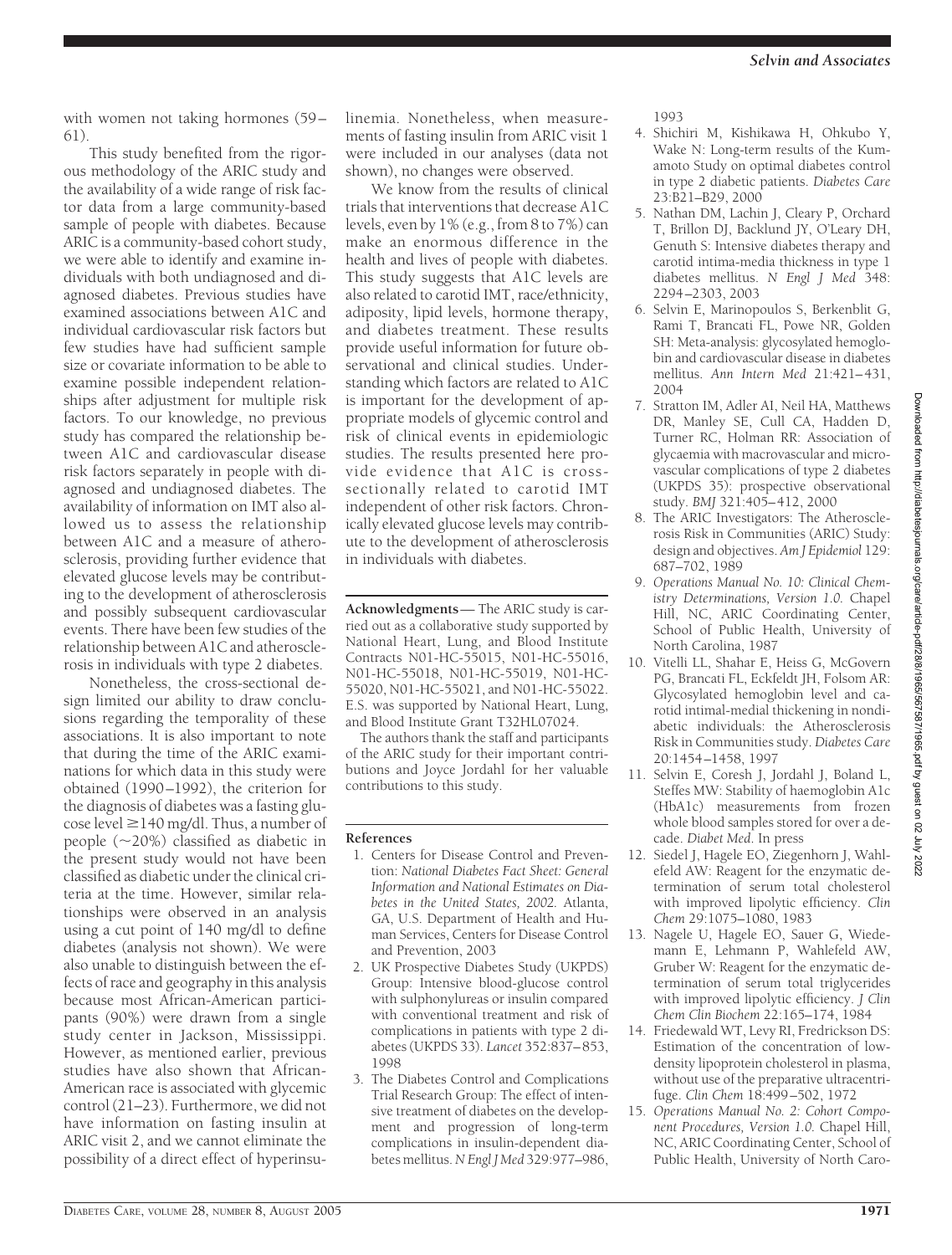with women not taking hormones (59–61).

This study benefited from the rigorous methodology of the ARIC study and the availability of a wide range of risk factor data from a large community-based sample of people with diabetes. Because ARIC is a community-based cohort study, we were able to identify and examine individuals with both undiagnosed and diagnosed diabetes. Previous studies have examined associations between A1C and individual cardiovascular risk factors but few studies have had sufficient sample size or covariate information to be able to examine possible independent relationships after adjustment for multiple risk factors. To our knowledge, no previous study has compared the relationship between A1C and cardiovascular disease risk factors separately in people with diagnosed and undiagnosed diabetes. The availability of information on IMT also allowed us to assess the relationship between A1C and a measure of atherosclerosis, providing further evidence that elevated glucose levels may be contributing to the development of atherosclerosis and possibly subsequent cardiovascular events. There have been few studies of the relationship between A1C and atherosclerosis in individuals with type 2 diabetes.

Nonetheless, the cross-sectional design limited our ability to draw conclusions regarding the temporality of these associations. It is also important to note that during the time of the ARIC examinations for which data in this study were obtained (1990–1992), the criterion for the diagnosis of diabetes was a fasting glucose level ≥140 mg/dl. Thus, a number of people (~20%) classified as diabetic in the present study would not have been classified as diabetic under the clinical criteria at the time. However, similar relationships were observed in an analysis using a cut point of 140 mg/dl to define diabetes (analysis not shown). We were also unable to distinguish between the effects of race and geography in this analysis because most African-American participants (90%) were drawn from a single study center in Jackson, Mississippi. However, as mentioned earlier, previous studies have also shown that African-American race is associated with glycemic control (21–23). Furthermore, we did not have information on fasting insulin at ARIC visit 2, and we cannot eliminate the possibility of a direct effect of hyperinsulinemia. Nonetheless, when measurements of fasting insulin from ARIC visit 1 were included in our analyses (data not shown), no changes were observed.

We know from the results of clinical trials that interventions that decrease A1C levels, even by 1% (e.g., from 8 to 7%) can make an enormous difference in the health and lives of people with diabetes. This study suggests that A1C levels are also related to carotid IMT, race/ethnicity, adiposity, lipid levels, hormone therapy, and diabetes treatment. These results provide useful information for future observational and clinical studies. Understanding which factors are related to A1C is important for the development of appropriate models of glycemic control and risk of clinical events in epidemiologic studies. The results presented here provide evidence that A1C is cross-sectionally related to carotid IMT independent of other risk factors. Chronically elevated glucose levels may contribute to the development of atherosclerosis in individuals with diabetes.

**Acknowledgments**— The ARIC study is carried out as a collaborative study supported by National Heart, Lung, and Blood Institute Contracts N01-HC-55015, N01-HC-55016, N01-HC-55018, N01-HC-55019, N01-HC-55020, N01-HC-55021, and N01-HC-55022. E.S. was supported by National Heart, Lung, and Blood Institute Grant T32HL07024.

The authors thank the staff and participants of the ARIC study for their important contributions and Joyce Jordahl for her valuable contributions to this study.

## References

1. Centers for Disease Control and Prevention: *National Diabetes Fact Sheet: General Information and National Estimates on Diabetes in the United States, 2002.* Atlanta, GA, U.S. Department of Health and Human Services, Centers for Disease Control and Prevention, 2003
2. UK Prospective Diabetes Study (UKPDS) Group: Intensive blood-glucose control with sulphonylureas or insulin compared with conventional treatment and risk of complications in patients with type 2 diabetes (UKPDS 33). *Lancet* 352:837–853, 1998
3. The Diabetes Control and Complications Trial Research Group: The effect of intensive treatment of diabetes on the development and progression of long-term complications in insulin-dependent diabetes mellitus. *N Engl J Med* 329:977–986, 1993
4. Shichiri M, Kishikawa H, Ohkubo Y, Wake N: Long-term results of the Kumamoto Study on optimal diabetes control in type 2 diabetic patients. *Diabetes Care* 23:B21–B29, 2000
5. Nathan DM, Lachin J, Cleary P, Orchard T, Brillon DJ, Backlund JY, O'Leary DH, Genuth S: Intensive diabetes therapy and carotid intima-media thickness in type 1 diabetes mellitus. *N Engl J Med* 348: 2294–2303, 2003
6. Selvin E, Marinopoulos S, Berkenblit G, Rami T, Brancati FL, Powe NR, Golden SH: Meta-analysis: glycosylated hemoglobin and cardiovascular disease in diabetes mellitus. *Ann Intern Med* 21:421–431, 2004
7. Stratton IM, Adler AI, Neil HA, Matthews DR, Manley SE, Cull CA, Hadden D, Turner RC, Holman RR: Association of glycaemia with macrovascular and microvascular complications of type 2 diabetes (UKPDS 35): prospective observational study. *BMJ* 321:405–412, 2000
8. The ARIC Investigators: The Atherosclerosis Risk in Communities (ARIC) Study: design and objectives. *Am J Epidemiol* 129: 687–702, 1989
9. *Operations Manual No. 10: Clinical Chemistry Determinations, Version 1.0.* Chapel Hill, NC, ARIC Coordinating Center, School of Public Health, University of North Carolina, 1987
10. Vitelli LL, Shahar E, Heiss G, McGovern PG, Brancati FL, Eckfeldt JH, Folsom AR: Glycosylated hemoglobin level and carotid intimal-medial thickening in nondiabetic individuals: the Atherosclerosis Risk in Communities study. *Diabetes Care* 20:1454–1458, 1997
11. Selvin E, Coresh J, Jordahl J, Boland L, Steffes MW: Stability of haemoglobin A1c (HbA1c) measurements from frozen whole blood samples stored for over a decade. *Diabet Med.* In press
12. Siedel J, Hagele EO, Ziegenhorn J, Wahlefeld AW: Reagent for the enzymatic determination of serum total cholesterol with improved lipolytic efficiency. *Clin Chem* 29:1075–1080, 1983
13. Nagele U, Hagele EO, Sauer G, Wiedemann E, Lehmann P, Wahlefeld AW, Gruber W: Reagent for the enzymatic determination of serum total triglycerides with improved lipolytic efficiency. *J Clin Chem Clin Biochem* 22:165–174, 1984
14. Friedewald WT, Levy RI, Fredrickson DS: Estimation of the concentration of low-density lipoprotein cholesterol in plasma, without use of the preparative ultracentrifuge. *Clin Chem* 18:499–502, 1972
15. *Operations Manual No. 2: Cohort Component Procedures, Version 1.0.* Chapel Hill, NC, ARIC Coordinating Center, School of Public Health, University of North Caro-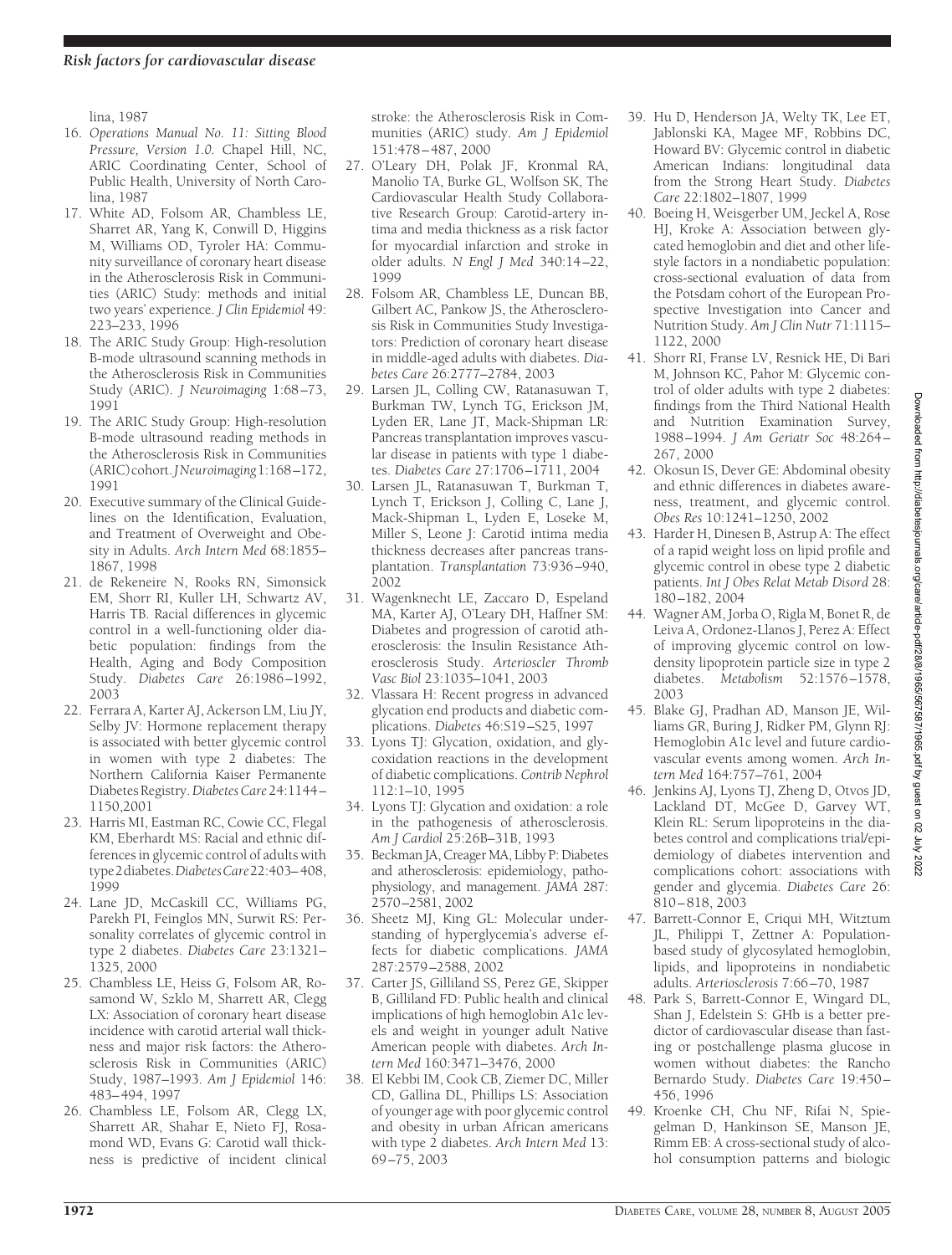lina, 1987

16. *Operations Manual No. 11: Sitting Blood Pressure, Version 1.0.* Chapel Hill, NC, ARIC Coordinating Center, School of Public Health, University of North Carolina, 1987
17. White AD, Folsom AR, Chambless LE, Sharret AR, Yang K, Conwill D, Higgins M, Williams OD, Tyroler HA: Community surveillance of coronary heart disease in the Atherosclerosis Risk in Communities (ARIC) Study: methods and initial two years' experience. *J Clin Epidemiol* 49: 223–233, 1996
18. The ARIC Study Group: High-resolution B-mode ultrasound scanning methods in the Atherosclerosis Risk in Communities Study (ARIC). *J Neuroimaging* 1:68–73, 1991
19. The ARIC Study Group: High-resolution B-mode ultrasound reading methods in the Atherosclerosis Risk in Communities (ARIC) cohort. *J Neuroimaging* 1:168–172, 1991
20. Executive summary of the Clinical Guidelines on the Identification, Evaluation, and Treatment of Overweight and Obesity in Adults. *Arch Intern Med* 68:1855–1867, 1998
21. de Rekeneire N, Rooks RN, Simonsick EM, Shorr RI, Kuller LH, Schwartz AV, Harris TB. Racial differences in glycemic control in a well-functioning older diabetic population: findings from the Health, Aging and Body Composition Study. *Diabetes Care* 26:1986–1992, 2003
22. Ferrara A, Karter AJ, Ackerson LM, Liu JY, Selby JV: Hormone replacement therapy is associated with better glycemic control in women with type 2 diabetes: The Northern California Kaiser Permanente Diabetes Registry. *Diabetes Care* 24:1144–1150,2001
23. Harris MI, Eastman RC, Cowie CC, Flegal KM, Eberhardt MS: Racial and ethnic differences in glycemic control of adults with type 2 diabetes. *Diabetes Care* 22:403–408, 1999
24. Lane JD, McCaskill CC, Williams PG, Parekh PI, Feinglos MN, Surwit RS: Personality correlates of glycemic control in type 2 diabetes. *Diabetes Care* 23:1321–1325, 2000
25. Chambless LE, Heiss G, Folsom AR, Rosamond W, Szklo M, Sharrett AR, Clegg LX: Association of coronary heart disease incidence with carotid arterial wall thickness and major risk factors: the Atherosclerosis Risk in Communities (ARIC) Study, 1987–1993. *Am J Epidemiol* 146: 483–494, 1997
26. Chambless LE, Folsom AR, Clegg LX, Sharrett AR, Shahar E, Nieto FJ, Rosamond WD, Evans G: Carotid wall thickness is predictive of incident clinical stroke: the Atherosclerosis Risk in Communities (ARIC) study. *Am J Epidemiol* 151:478–487, 2000
27. O'Leary DH, Polak JF, Kronmal RA, Manolio TA, Burke GL, Wolfson SK, The Cardiovascular Health Study Collaborative Research Group: Carotid-artery intima and media thickness as a risk factor for myocardial infarction and stroke in older adults. *N Engl J Med* 340:14–22, 1999
28. Folsom AR, Chambless LE, Duncan BB, Gilbert AC, Pankow JS, the Atherosclerosis Risk in Communities Study Investigators: Prediction of coronary heart disease in middle-aged adults with diabetes. *Diabetes Care* 26:2777–2784, 2003
29. Larsen JL, Colling CW, Ratanasuwan T, Burkman TW, Lynch TG, Erickson JM, Lyden ER, Lane JT, Mack-Shipman LR: Pancreas transplantation improves vascular disease in patients with type 1 diabetes. *Diabetes Care* 27:1706–1711, 2004
30. Larsen JL, Ratanasuwan T, Burkman T, Lynch T, Erickson J, Colling C, Lane J, Mack-Shipman L, Lyden E, Loseke M, Miller S, Leone J: Carotid intima media thickness decreases after pancreas transplantation. *Transplantation* 73:936–940, 2002
31. Wagenknecht LE, Zaccaro D, Espeland MA, Karter AJ, O'Leary DH, Haffner SM: Diabetes and progression of carotid atherosclerosis: the Insulin Resistance Atherosclerosis Study. *Arterioscler Thromb Vasc Biol* 23:1035–1041, 2003
32. Vlassara H: Recent progress in advanced glycation end products and diabetic complications. *Diabetes* 46:S19–S25, 1997
33. Lyons TJ: Glycation, oxidation, and glycoxidation reactions in the development of diabetic complications. *Contrib Nephrol* 112:1–10, 1995
34. Lyons TJ: Glycation and oxidation: a role in the pathogenesis of atherosclerosis. *Am J Cardiol* 25:26B–31B, 1993
35. Beckman JA, Creager MA, Libby P: Diabetes and atherosclerosis: epidemiology, pathophysiology, and management. *JAMA* 287: 2570–2581, 2002
36. Sheetz MJ, King GL: Molecular understanding of hyperglycemia's adverse effects for diabetic complications. *JAMA* 287:2579–2588, 2002
37. Carter JS, Gilliland SS, Perez GE, Skipper B, Gilliland FD: Public health and clinical implications of high hemoglobin A1c levels and weight in younger adult Native American people with diabetes. *Arch Intern Med* 160:3471–3476, 2000
38. El Kebbi IM, Cook CB, Ziemer DC, Miller CD, Gallina DL, Phillips LS: Association of younger age with poor glycemic control and obesity in urban African americans with type 2 diabetes. *Arch Intern Med* 13: 69–75, 2003
39. Hu D, Henderson JA, Welty TK, Lee ET, Jablonski KA, Magee MF, Robbins DC, Howard BV: Glycemic control in diabetic American Indians: longitudinal data from the Strong Heart Study. *Diabetes Care* 22:1802–1807, 1999
40. Boeing H, Weisgerber UM, Jeckel A, Rose HJ, Kroke A: Association between glycated hemoglobin and diet and other lifestyle factors in a nondiabetic population: cross-sectional evaluation of data from the Potsdam cohort of the European Prospective Investigation into Cancer and Nutrition Study. *Am J Clin Nutr* 71:1115–1122, 2000
41. Shorr RI, Franse LV, Resnick HE, Di Bari M, Johnson KC, Pahor M: Glycemic control of older adults with type 2 diabetes: findings from the Third National Health and Nutrition Examination Survey, 1988–1994. *J Am Geriatr Soc* 48:264–267, 2000
42. Okosun IS, Dever GE: Abdominal obesity and ethnic differences in diabetes awareness, treatment, and glycemic control. *Obes Res* 10:1241–1250, 2002
43. Harder H, Dinesen B, Astrup A: The effect of a rapid weight loss on lipid profile and glycemic control in obese type 2 diabetic patients. *Int J Obes Relat Metab Disord* 28: 180–182, 2004
44. Wagner AM, Jorba O, Rigla M, Bonet R, de Leiva A, Ordonez-Llanos J, Perez A: Effect of improving glycemic control on low-density lipoprotein particle size in type 2 diabetes. *Metabolism* 52:1576–1578, 2003
45. Blake GJ, Pradhan AD, Manson JE, Williams GR, Buring J, Ridker PM, Glynn RJ: Hemoglobin A1c level and future cardiovascular events among women. *Arch Intern Med* 164:757–761, 2004
46. Jenkins AJ, Lyons TJ, Zheng D, Otvos JD, Lackland DT, McGee D, Garvey WT, Klein RL: Serum lipoproteins in the diabetes control and complications trial/epidemiology of diabetes intervention and complications cohort: associations with gender and glycemia. *Diabetes Care* 26: 810–818, 2003
47. Barrett-Connor E, Criqui MH, Witztum JL, Philippi T, Zettner A: Population-based study of glycosylated hemoglobin, lipids, and lipoproteins in nondiabetic adults. *Arteriosclerosis* 7:66–70, 1987
48. Park S, Barrett-Connor E, Wingard DL, Shan J, Edelstein S: GHb is a better predictor of cardiovascular disease than fasting or postchallenge plasma glucose in women without diabetes: the Rancho Bernardo Study. *Diabetes Care* 19:450–456, 1996
49. Kroenke CH, Chu NF, Rifai N, Spiegelman D, Hankinson SE, Manson JE, Rimm EB: A cross-sectional study of alcohol consumption patterns and biologic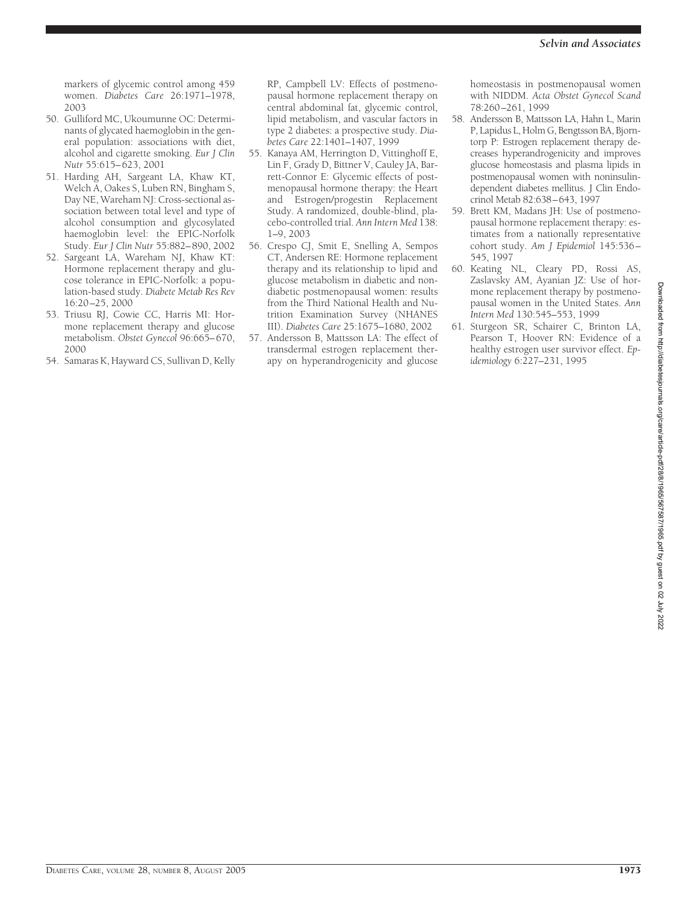markers of glycemic control among 459 women. *Diabetes Care* 26:1971–1978, 2003

50. Gulliford MC, Ukoumunne OC: Determinants of glycated haemoglobin in the general population: associations with diet, alcohol and cigarette smoking. *Eur J Clin Nutr* 55:615–623, 2001
51. Harding AH, Sargeant LA, Khaw KT, Welch A, Oakes S, Luben RN, Bingham S, Day NE, Wareham NJ: Cross-sectional association between total level and type of alcohol consumption and glycosylated haemoglobin level: the EPIC-Norfolk Study. *Eur J Clin Nutr* 55:882–890, 2002
52. Sargeant LA, Wareham NJ, Khaw KT: Hormone replacement therapy and glucose tolerance in EPIC-Norfolk: a population-based study. *Diabete Metab Res Rev* 16:20–25, 2000
53. Triusu RJ, Cowie CC, Harris MI: Hormone replacement therapy and glucose metabolism. *Obstet Gynecol* 96:665–670, 2000
54. Samaras K, Hayward CS, Sullivan D, Kelly RP, Campbell LV: Effects of postmenopausal hormone replacement therapy on central abdominal fat, glycemic control, lipid metabolism, and vascular factors in type 2 diabetes: a prospective study. *Diabetes Care* 22:1401–1407, 1999
55. Kanaya AM, Herrington D, Vittinghoff E, Lin F, Grady D, Bittner V, Cauley JA, Barrett-Connor E: Glycemic effects of postmenopausal hormone therapy: the Heart and Estrogen/progestin Replacement Study. A randomized, double-blind, placebo-controlled trial. *Ann Intern Med* 138: 1–9, 2003
56. Crespo CJ, Smit E, Snelling A, Sempos CT, Andersen RE: Hormone replacement therapy and its relationship to lipid and glucose metabolism in diabetic and nondiabetic postmenopausal women: results from the Third National Health and Nutrition Examination Survey (NHANES III). *Diabetes Care* 25:1675–1680, 2002
57. Andersson B, Mattsson LA: The effect of transdermal estrogen replacement therapy on hyperandrogenicity and glucose homeostasis in postmenopausal women with NIDDM. *Acta Obstet Gynecol Scand* 78:260–261, 1999
58. Andersson B, Mattsson LA, Hahn L, Marin P, Lapidus L, Holm G, Bengtsson BA, Bjorntorp P: Estrogen replacement therapy decreases hyperandrogenicity and improves glucose homeostasis and plasma lipids in postmenopausal women with noninsulin-dependent diabetes mellitus. J Clin Endocrinol Metab 82:638–643, 1997
59. Brett KM, Madans JH: Use of postmenopausal hormone replacement therapy: estimates from a nationally representative cohort study. *Am J Epidemiol* 145:536–545, 1997
60. Keating NL, Cleary PD, Rossi AS, Zaslavsky AM, Ayanian JZ: Use of hormone replacement therapy by postmenopausal women in the United States. *Ann Intern Med* 130:545–553, 1999
61. Sturgeon SR, Schairer C, Brinton LA, Pearson T, Hoover RN: Evidence of a healthy estrogen user survivor effect. *Epidemiology* 6:227–231, 1995